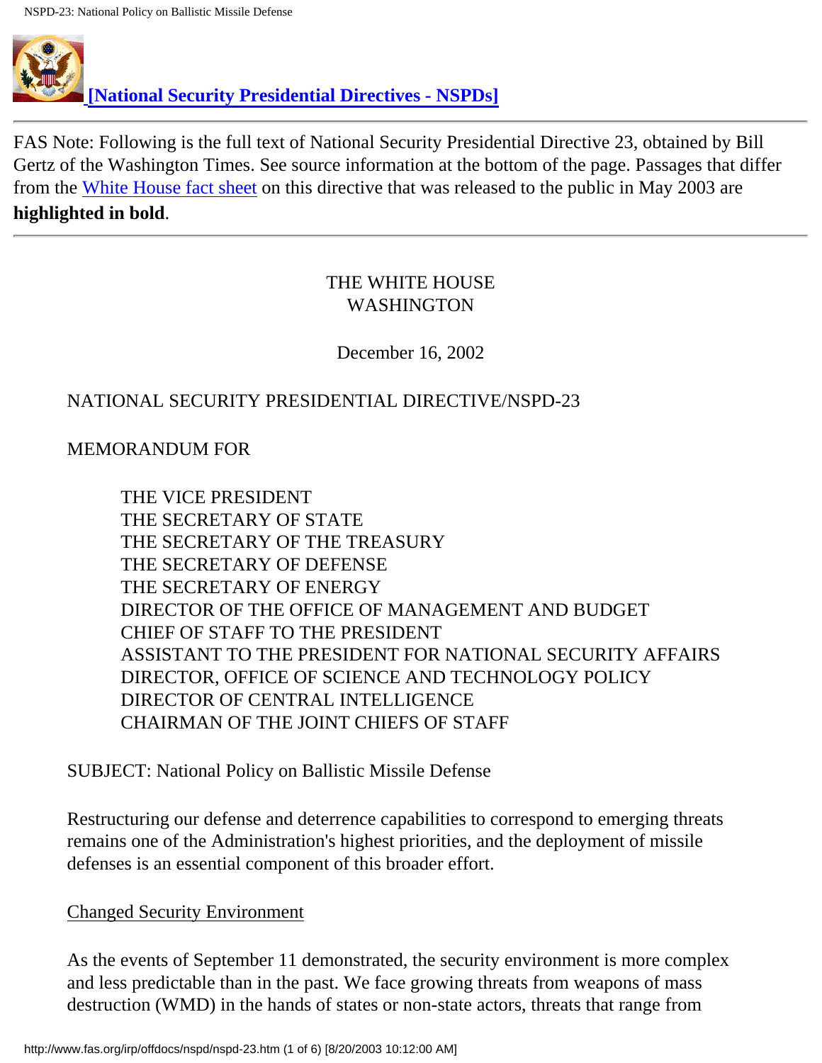**[National Security Presidential Directives - NSPDs]**

---

FAS Note: Following is the full text of National Security Presidential Directive 23, obtained by Bill Gertz of the Washington Times. See source information at the bottom of the page. Passages that differ from the White House fact sheet on this directive that was released to the public in May 2003 are **highlighted in bold**.

---

THE WHITE HOUSE
WASHINGTON

December 16, 2002

NATIONAL SECURITY PRESIDENTIAL DIRECTIVE/NSPD-23

MEMORANDUM FOR

THE VICE PRESIDENT
THE SECRETARY OF STATE
THE SECRETARY OF THE TREASURY
THE SECRETARY OF DEFENSE
THE SECRETARY OF ENERGY
DIRECTOR OF THE OFFICE OF MANAGEMENT AND BUDGET
CHIEF OF STAFF TO THE PRESIDENT
ASSISTANT TO THE PRESIDENT FOR NATIONAL SECURITY AFFAIRS
DIRECTOR, OFFICE OF SCIENCE AND TECHNOLOGY POLICY
DIRECTOR OF CENTRAL INTELLIGENCE
CHAIRMAN OF THE JOINT CHIEFS OF STAFF

SUBJECT: National Policy on Ballistic Missile Defense

Restructuring our defense and deterrence capabilities to correspond to emerging threats remains one of the Administration's highest priorities, and the deployment of missile defenses is an essential component of this broader effort.

Changed Security Environment

As the events of September 11 demonstrated, the security environment is more complex and less predictable than in the past. We face growing threats from weapons of mass destruction (WMD) in the hands of states or non-state actors, threats that range from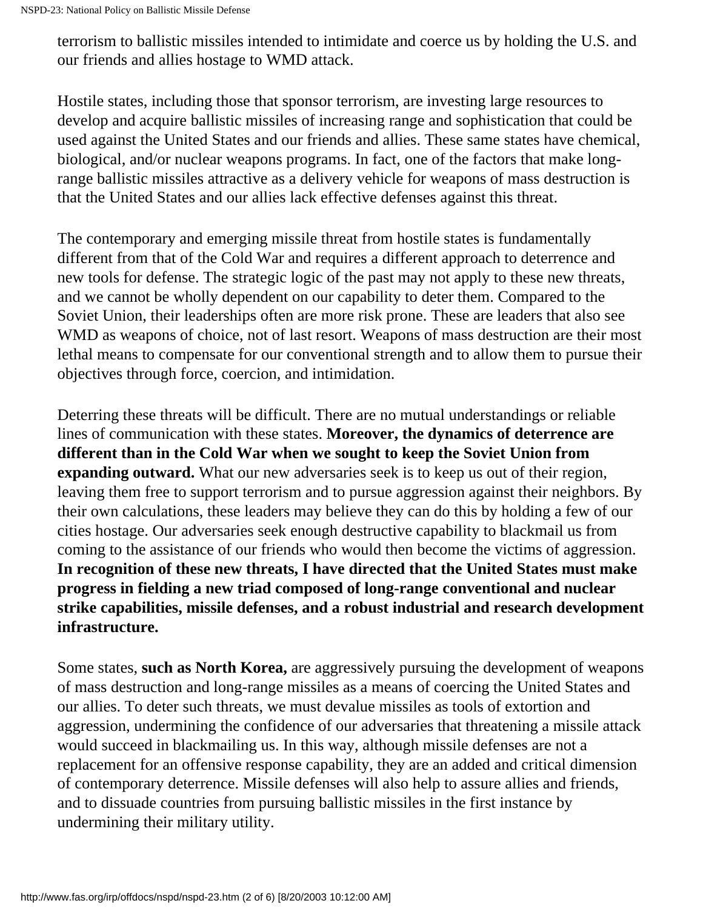terrorism to ballistic missiles intended to intimidate and coerce us by holding the U.S. and our friends and allies hostage to WMD attack.

Hostile states, including those that sponsor terrorism, are investing large resources to develop and acquire ballistic missiles of increasing range and sophistication that could be used against the United States and our friends and allies. These same states have chemical, biological, and/or nuclear weapons programs. In fact, one of the factors that make long-range ballistic missiles attractive as a delivery vehicle for weapons of mass destruction is that the United States and our allies lack effective defenses against this threat.

The contemporary and emerging missile threat from hostile states is fundamentally different from that of the Cold War and requires a different approach to deterrence and new tools for defense. The strategic logic of the past may not apply to these new threats, and we cannot be wholly dependent on our capability to deter them. Compared to the Soviet Union, their leaderships often are more risk prone. These are leaders that also see WMD as weapons of choice, not of last resort. Weapons of mass destruction are their most lethal means to compensate for our conventional strength and to allow them to pursue their objectives through force, coercion, and intimidation.

Deterring these threats will be difficult. There are no mutual understandings or reliable lines of communication with these states. **Moreover, the dynamics of deterrence are different than in the Cold War when we sought to keep the Soviet Union from expanding outward.** What our new adversaries seek is to keep us out of their region, leaving them free to support terrorism and to pursue aggression against their neighbors. By their own calculations, these leaders may believe they can do this by holding a few of our cities hostage. Our adversaries seek enough destructive capability to blackmail us from coming to the assistance of our friends who would then become the victims of aggression. **In recognition of these new threats, I have directed that the United States must make progress in fielding a new triad composed of long-range conventional and nuclear strike capabilities, missile defenses, and a robust industrial and research development infrastructure.**

Some states, **such as North Korea,** are aggressively pursuing the development of weapons of mass destruction and long-range missiles as a means of coercing the United States and our allies. To deter such threats, we must devalue missiles as tools of extortion and aggression, undermining the confidence of our adversaries that threatening a missile attack would succeed in blackmailing us. In this way, although missile defenses are not a replacement for an offensive response capability, they are an added and critical dimension of contemporary deterrence. Missile defenses will also help to assure allies and friends, and to dissuade countries from pursuing ballistic missiles in the first instance by undermining their military utility.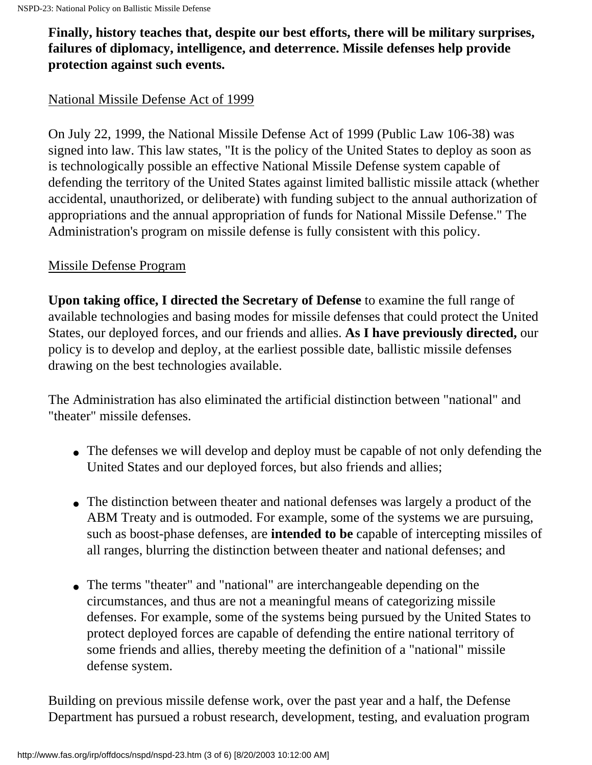**Finally, history teaches that, despite our best efforts, there will be military surprises, failures of diplomacy, intelligence, and deterrence. Missile defenses help provide protection against such events.**

<u>National Missile Defense Act of 1999</u>

On July 22, 1999, the National Missile Defense Act of 1999 (Public Law 106-38) was signed into law. This law states, "It is the policy of the United States to deploy as soon as is technologically possible an effective National Missile Defense system capable of defending the territory of the United States against limited ballistic missile attack (whether accidental, unauthorized, or deliberate) with funding subject to the annual authorization of appropriations and the annual appropriation of funds for National Missile Defense." The Administration's program on missile defense is fully consistent with this policy.

<u>Missile Defense Program</u>

**Upon taking office, I directed the Secretary of Defense** to examine the full range of available technologies and basing modes for missile defenses that could protect the United States, our deployed forces, and our friends and allies. **As I have previously directed,** our policy is to develop and deploy, at the earliest possible date, ballistic missile defenses drawing on the best technologies available.

The Administration has also eliminated the artificial distinction between "national" and "theater" missile defenses.

- The defenses we will develop and deploy must be capable of not only defending the United States and our deployed forces, but also friends and allies;
- The distinction between theater and national defenses was largely a product of the ABM Treaty and is outmoded. For example, some of the systems we are pursuing, such as boost-phase defenses, are **intended to be** capable of intercepting missiles of all ranges, blurring the distinction between theater and national defenses; and
- The terms "theater" and "national" are interchangeable depending on the circumstances, and thus are not a meaningful means of categorizing missile defenses. For example, some of the systems being pursued by the United States to protect deployed forces are capable of defending the entire national territory of some friends and allies, thereby meeting the definition of a "national" missile defense system.

Building on previous missile defense work, over the past year and a half, the Defense Department has pursued a robust research, development, testing, and evaluation program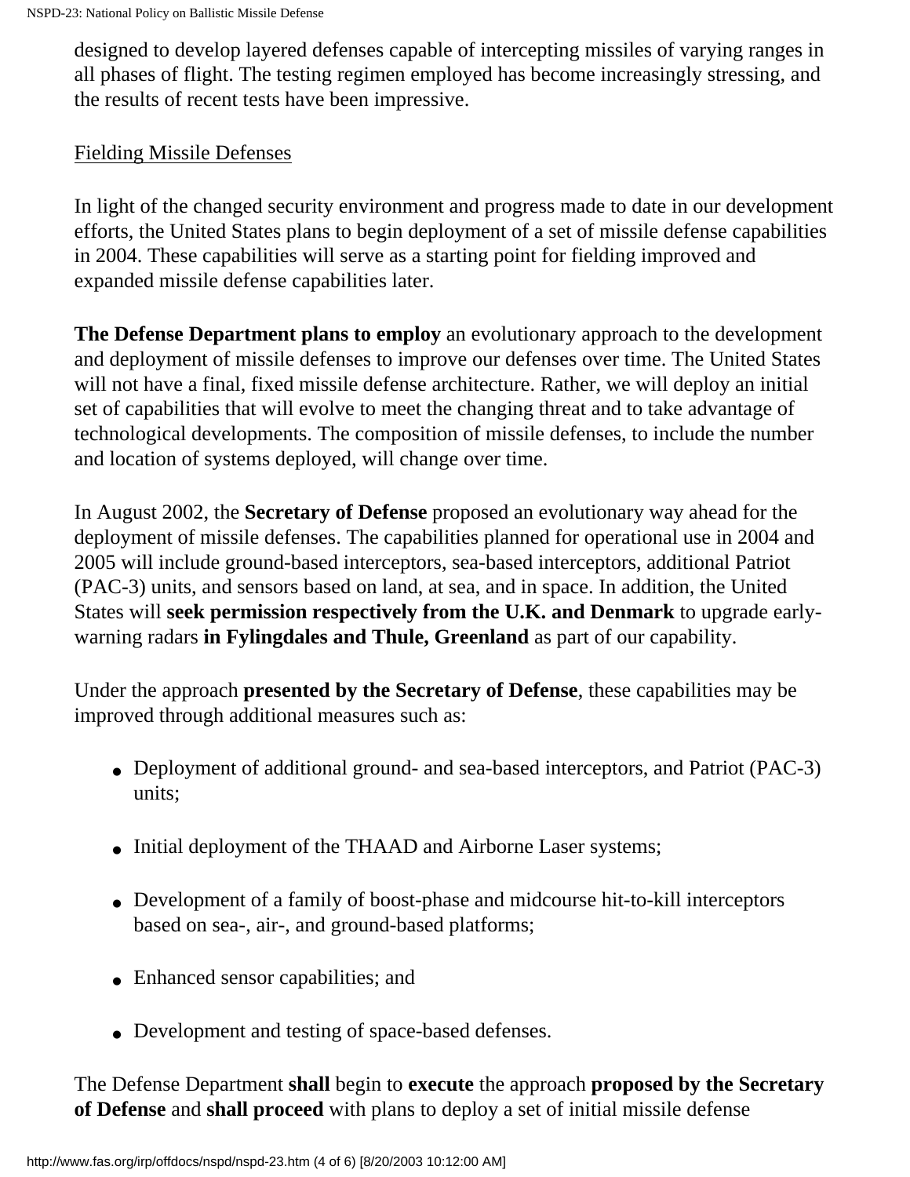designed to develop layered defenses capable of intercepting missiles of varying ranges in all phases of flight. The testing regimen employed has become increasingly stressing, and the results of recent tests have been impressive.

<u>Fielding Missile Defenses</u>

In light of the changed security environment and progress made to date in our development efforts, the United States plans to begin deployment of a set of missile defense capabilities in 2004. These capabilities will serve as a starting point for fielding improved and expanded missile defense capabilities later.

**The Defense Department plans to employ** an evolutionary approach to the development and deployment of missile defenses to improve our defenses over time. The United States will not have a final, fixed missile defense architecture. Rather, we will deploy an initial set of capabilities that will evolve to meet the changing threat and to take advantage of technological developments. The composition of missile defenses, to include the number and location of systems deployed, will change over time.

In August 2002, the **Secretary of Defense** proposed an evolutionary way ahead for the deployment of missile defenses. The capabilities planned for operational use in 2004 and 2005 will include ground-based interceptors, sea-based interceptors, additional Patriot (PAC-3) units, and sensors based on land, at sea, and in space. In addition, the United States will **seek permission respectively from the U.K. and Denmark** to upgrade early-warning radars **in Fylingdales and Thule, Greenland** as part of our capability.

Under the approach **presented by the Secretary of Defense**, these capabilities may be improved through additional measures such as:

- Deployment of additional ground- and sea-based interceptors, and Patriot (PAC-3) units;
- Initial deployment of the THAAD and Airborne Laser systems;
- Development of a family of boost-phase and midcourse hit-to-kill interceptors based on sea-, air-, and ground-based platforms;
- Enhanced sensor capabilities; and
- Development and testing of space-based defenses.

The Defense Department **shall** begin to **execute** the approach **proposed by the Secretary of Defense** and **shall proceed** with plans to deploy a set of initial missile defense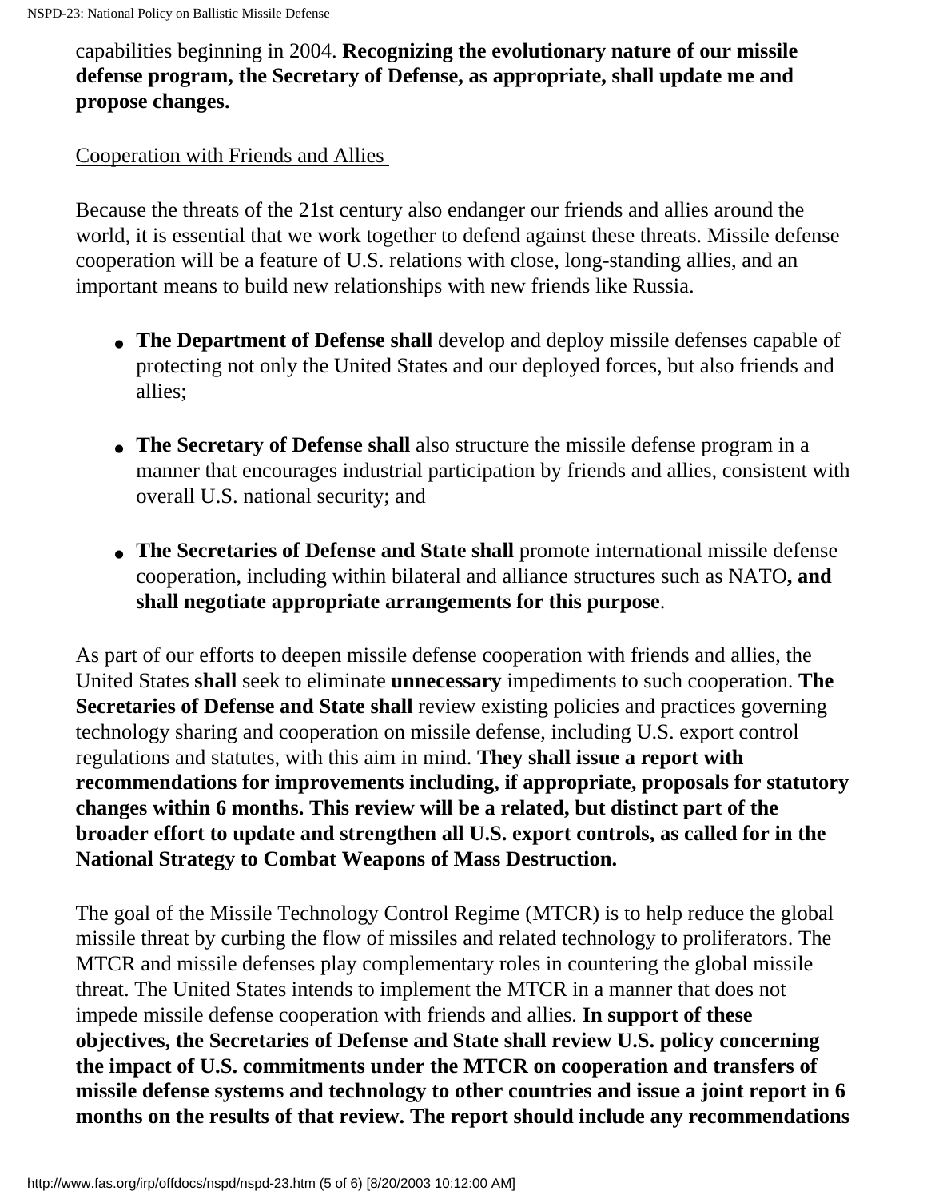capabilities beginning in 2004. **Recognizing the evolutionary nature of our missile defense program, the Secretary of Defense, as appropriate, shall update me and propose changes.**

Cooperation with Friends and Allies

Because the threats of the 21st century also endanger our friends and allies around the world, it is essential that we work together to defend against these threats. Missile defense cooperation will be a feature of U.S. relations with close, long-standing allies, and an important means to build new relationships with new friends like Russia.

- **The Department of Defense shall** develop and deploy missile defenses capable of protecting not only the United States and our deployed forces, but also friends and allies;

- **The Secretary of Defense shall** also structure the missile defense program in a manner that encourages industrial participation by friends and allies, consistent with overall U.S. national security; and

- **The Secretaries of Defense and State shall** promote international missile defense cooperation, including within bilateral and alliance structures such as NATO**, and shall negotiate appropriate arrangements for this purpose**.

As part of our efforts to deepen missile defense cooperation with friends and allies, the United States **shall** seek to eliminate **unnecessary** impediments to such cooperation. **The Secretaries of Defense and State shall** review existing policies and practices governing technology sharing and cooperation on missile defense, including U.S. export control regulations and statutes, with this aim in mind. **They shall issue a report with recommendations for improvements including, if appropriate, proposals for statutory changes within 6 months. This review will be a related, but distinct part of the broader effort to update and strengthen all U.S. export controls, as called for in the National Strategy to Combat Weapons of Mass Destruction.**

The goal of the Missile Technology Control Regime (MTCR) is to help reduce the global missile threat by curbing the flow of missiles and related technology to proliferators. The MTCR and missile defenses play complementary roles in countering the global missile threat. The United States intends to implement the MTCR in a manner that does not impede missile defense cooperation with friends and allies. **In support of these objectives, the Secretaries of Defense and State shall review U.S. policy concerning the impact of U.S. commitments under the MTCR on cooperation and transfers of missile defense systems and technology to other countries and issue a joint report in 6 months on the results of that review. The report should include any recommendations**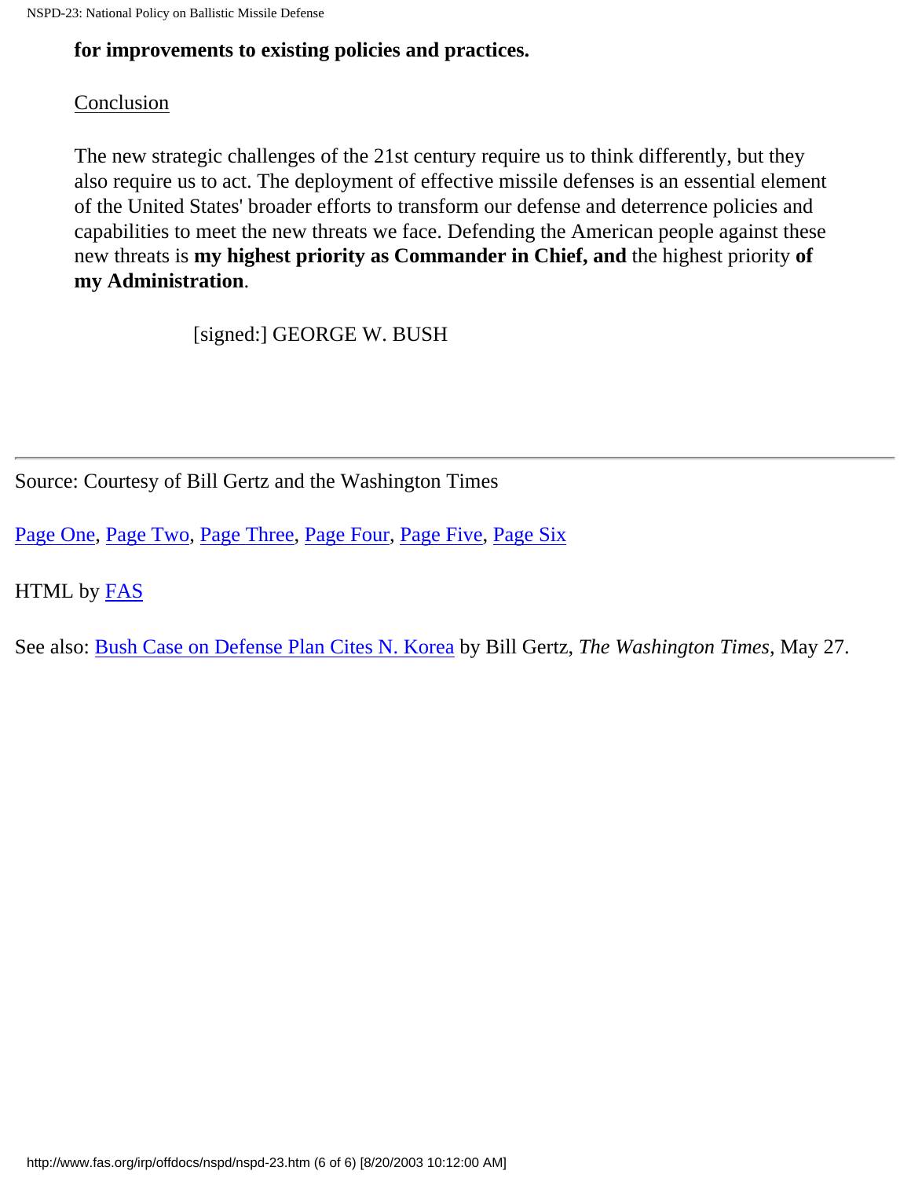**for improvements to existing policies and practices.**

Conclusion

The new strategic challenges of the 21st century require us to think differently, but they also require us to act. The deployment of effective missile defenses is an essential element of the United States' broader efforts to transform our defense and deterrence policies and capabilities to meet the new threats we face. Defending the American people against these new threats is **my highest priority as Commander in Chief, and** the highest priority **of my Administration**.

[signed:] GEORGE W. BUSH

---

Source: Courtesy of Bill Gertz and the Washington Times

Page One, Page Two, Page Three, Page Four, Page Five, Page Six

HTML by FAS

See also: Bush Case on Defense Plan Cites N. Korea by Bill Gertz, *The Washington Times*, May 27.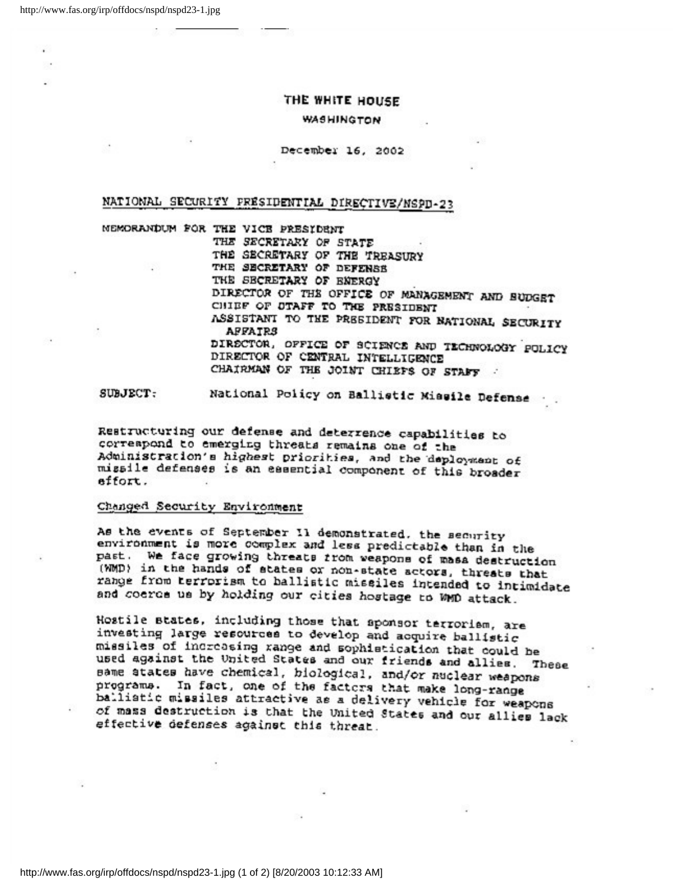THE WHITE HOUSE

WASHINGTON

December 16, 2002

NATIONAL SECURITY PRESIDENTIAL DIRECTIVE/NSPD-23

MEMORANDUM FOR THE VICE PRESIDENT
THE SECRETARY OF STATE
THE SECRETARY OF THE TREASURY
THE SECRETARY OF DEFENSE
THE SECRETARY OF ENERGY
DIRECTOR OF THE OFFICE OF MANAGEMENT AND BUDGET
CHIEF OF STAFF TO THE PRESIDENT
ASSISTANT TO THE PRESIDENT FOR NATIONAL SECURITY AFFAIRS
DIRECTOR, OFFICE OF SCIENCE AND TECHNOLOGY POLICY
DIRECTOR OF CENTRAL INTELLIGENCE
CHAIRMAN OF THE JOINT CHIEFS OF STAFF

SUBJECT: National Policy on Ballistic Missile Defense

Restructuring our defense and deterrence capabilities to correspond to emerging threats remains one of the Administration's highest priorities, and the deployment of missile defenses is an essential component of this broader effort.

Changed Security Environment

As the events of September 11 demonstrated, the security environment is more complex and less predictable than in the past. We face growing threats from weapons of mass destruction (WMD) in the hands of states or non-state actors, threats that range from terrorism to ballistic missiles intended to intimidate and coerce us by holding our cities hostage to WMD attack.

Hostile states, including those that sponsor terrorism, are investing large resources to develop and acquire ballistic missiles of increasing range and sophistication that could be used against the United States and our friends and allies. These same states have chemical, biological, and/or nuclear weapons programs. In fact, one of the factors that make long-range ballistic missiles attractive as a delivery vehicle for weapons of mass destruction is that the United States and our allies lack effective defenses against this threat.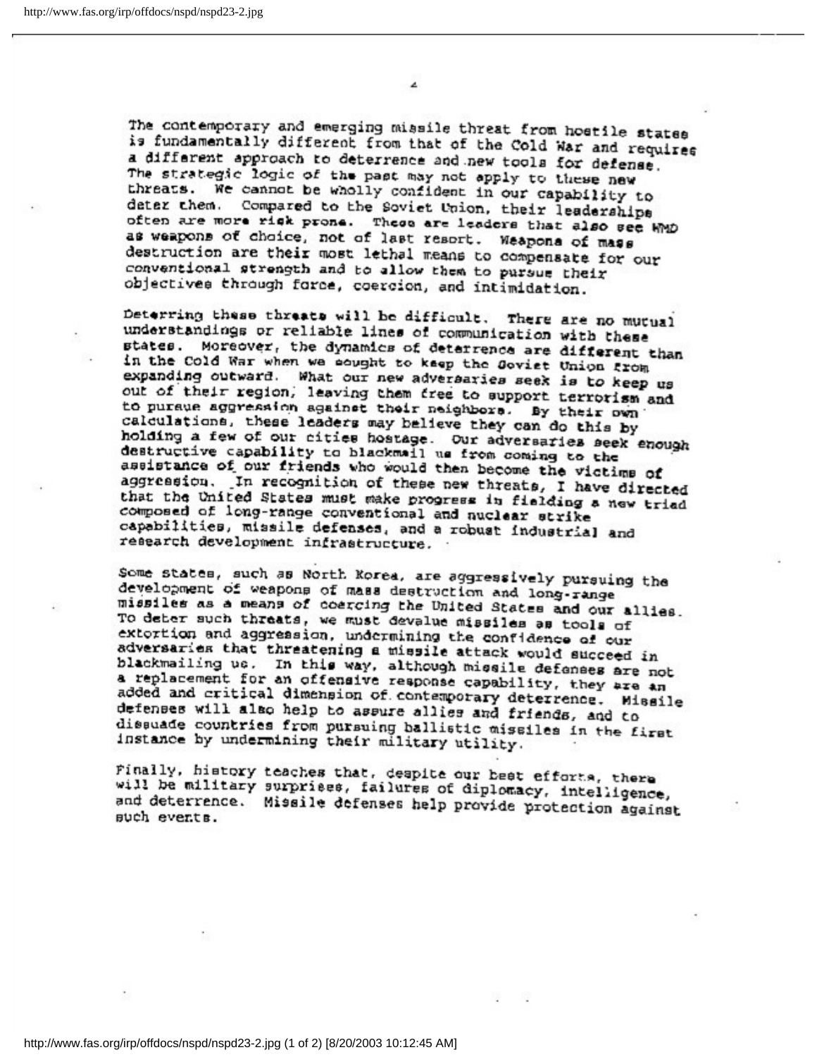The contemporary and emerging missile threat from hostile states is fundamentally different from that of the Cold War and requires a different approach to deterrence and new tools for defense. The strategic logic of the past may not apply to these new threats. We cannot be wholly confident in our capability to deter them. Compared to the Soviet Union, their leaderships often are more risk prone. These are leaders that also see WMD as weapons of choice, not of last resort. Weapons of mass destruction are their most lethal means to compensate for our conventional strength and to allow them to pursue their objectives through force, coercion, and intimidation.

Deterring these threats will be difficult. There are no mutual understandings or reliable lines of communication with these states. Moreover, the dynamics of deterrence are different than in the Cold War when we sought to keep the Soviet Union from expanding outward. What our new adversaries seek is to keep us out of their region, leaving them free to support terrorism and to pursue aggression against their neighbors. By their own calculations, these leaders may believe they can do this by holding a few of our cities hostage. Our adversaries seek enough destructive capability to blackmail us from coming to the assistance of our friends who would then become the victims of aggression. In recognition of these new threats, I have directed that the United States must make progress in fielding a new triad composed of long-range conventional and nuclear strike capabilities, missile defenses, and a robust industrial and research development infrastructure.

Some states, such as North Korea, are aggressively pursuing the development of weapons of mass destruction and long-range missiles as a means of coercing the United States and our allies. To deter such threats, we must devalue missiles as tools of extortion and aggression, undermining the confidence of our adversaries that threatening a missile attack would succeed in blackmailing us. In this way, although missile defenses are not a replacement for an offensive response capability, they are an added and critical dimension of contemporary deterrence. Missile defenses will also help to assure allies and friends, and to dissuade countries from pursuing ballistic missiles in the first instance by undermining their military utility.

Finally, history teaches that, despite our best efforts, there will be military surprises, failures of diplomacy, intelligence, and deterrence. Missile defenses help provide protection against such events.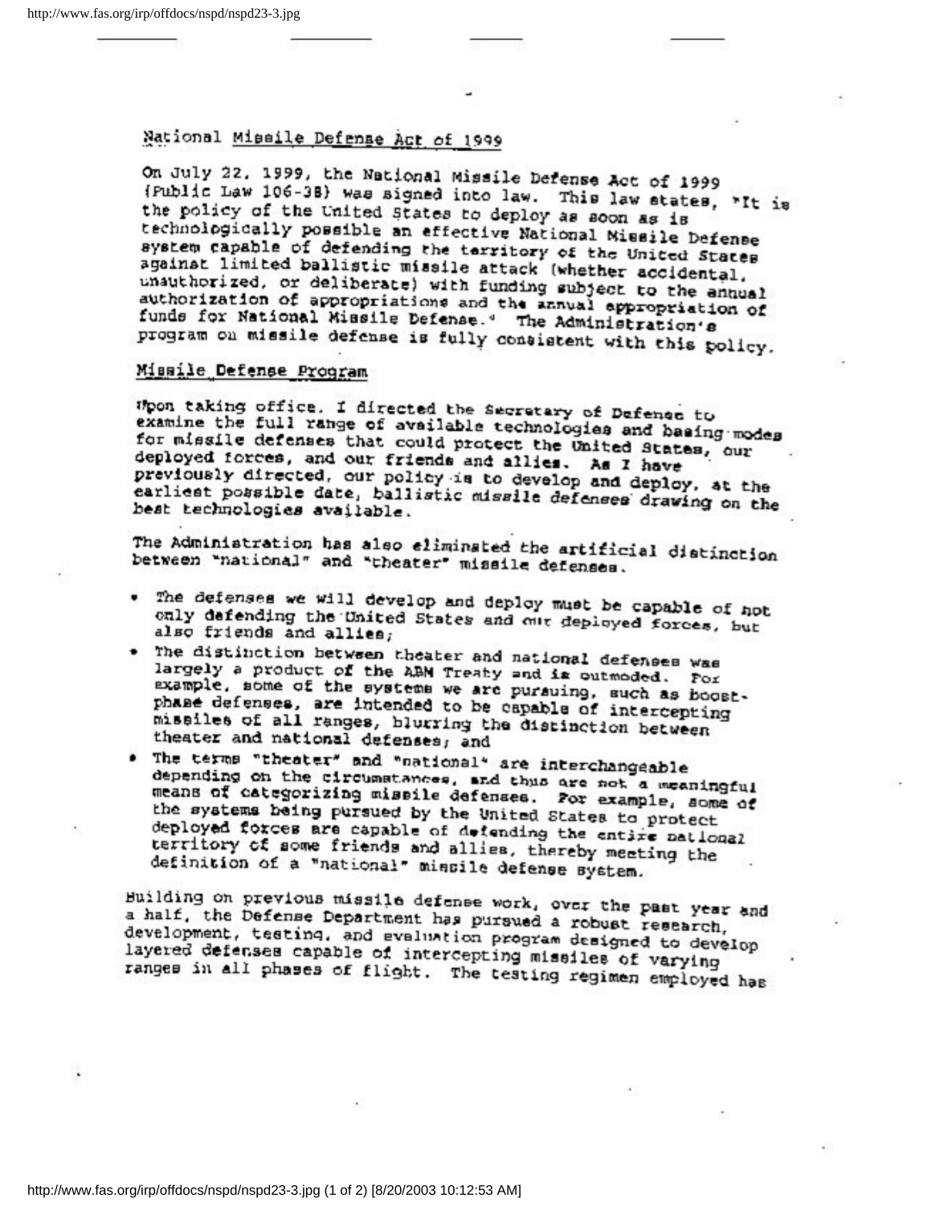## National Missile Defense Act of 1999

On July 22, 1999, the National Missile Defense Act of 1999 (Public Law 106-38) was signed into law. This law states, "It is the policy of the United States to deploy as soon as is technologically possible an effective National Missile Defense system capable of defending the territory of the United States against limited ballistic missile attack (whether accidental, unauthorized, or deliberate) with funding subject to the annual authorization of appropriations and the annual appropriation of funds for National Missile Defense." The Administration's program on missile defense is fully consistent with this policy.

## Missile Defense Program

Upon taking office, I directed the Secretary of Defense to examine the full range of available technologies and basing modes for missile defenses that could protect the United States, our deployed forces, and our friends and allies. As I have previously directed, our policy is to develop and deploy, at the earliest possible date, ballistic missile defenses drawing on the best technologies available.

The Administration has also eliminated the artificial distinction between "national" and "theater" missile defenses.

- The defenses we will develop and deploy must be capable of not only defending the United States and our deployed forces, but also friends and allies;
- The distinction between theater and national defenses was largely a product of the ABM Treaty and is outmoded. For example, some of the systems we are pursuing, such as boost-phase defenses, are intended to be capable of intercepting missiles of all ranges, blurring the distinction between theater and national defenses; and
- The terms "theater" and "national" are interchangeable depending on the circumstances, and thus are not a meaningful means of categorizing missile defenses. For example, some of the systems being pursued by the United States to protect deployed forces are capable of defending the entire national territory of some friends and allies, thereby meeting the definition of a "national" missile defense system.

Building on previous missile defense work, over the past year and a half, the Defense Department has pursued a robust research, development, testing, and evaluation program designed to develop layered defenses capable of intercepting missiles of varying ranges in all phases of flight. The testing regimen employed has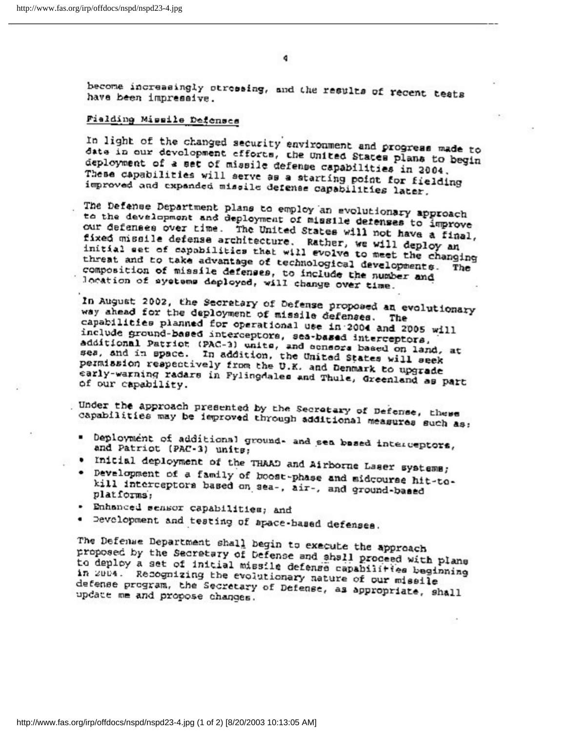become increasingly pressing, and the results of recent tests have been impressive.

## Fielding Missile Defenses

In light of the changed security environment and progress made to date in our development efforts, the United States plans to begin deployment of a set of missile defense capabilities in 2004. These capabilities will serve as a starting point for fielding improved and expanded missile defense capabilities later.

The Defense Department plans to employ an evolutionary approach to the development and deployment of missile defenses to improve our defenses over time. The United States will not have a final, fixed missile defense architecture. Rather, we will deploy an initial set of capabilities that will evolve to meet the changing threat and to take advantage of technological developments. The composition of missile defenses, to include the number and location of systems deployed, will change over time.

In August 2002, the Secretary of Defense proposed an evolutionary way ahead for the deployment of missile defenses. The capabilities planned for operational use in 2004 and 2005 will include ground-based interceptors, sea-based interceptors, additional Patriot (PAC-3) units, and sensors based on land, at sea, and in space. In addition, the United States will seek permission respectively from the U.K. and Denmark to upgrade early-warning radars in Fylingdales and Thule, Greenland as part of our capability.

Under the approach presented by the Secretary of Defense, these capabilities may be improved through additional measures such as:

- Deployment of additional ground- and sea based interceptors, and Patriot (PAC-3) units;
- Initial deployment of the THAAD and Airborne Laser systems;
- Development of a family of boost-phase and midcourse hit-to-kill interceptors based on sea-, air-, and ground-based platforms;
- Enhanced sensor capabilities; and
- Development and testing of space-based defenses.

The Defense Department shall begin to execute the approach proposed by the Secretary of Defense and shall proceed with plans to deploy a set of initial missile defense capabilities beginning in 2004. Recognizing the evolutionary nature of our missile defense program, the Secretary of Defense, as appropriate, shall update me and propose changes.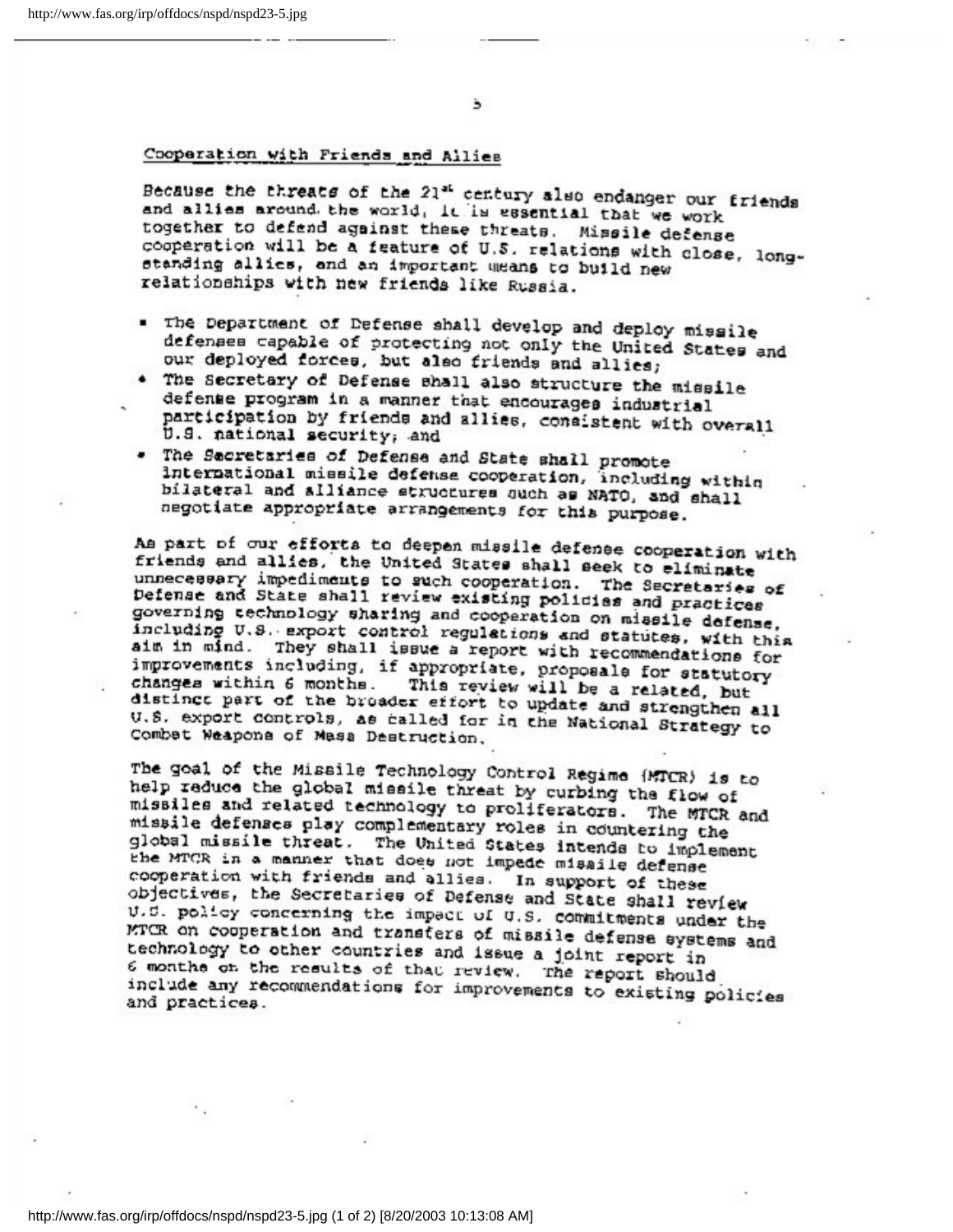## Cooperation with Friends and Allies

Because the threats of the 21st century also endanger our friends and allies around the world, it is essential that we work together to defend against these threats. Missile defense cooperation will be a feature of U.S. relations with close, long-standing allies, and an important means to build new relationships with new friends like Russia.

- The Department of Defense shall develop and deploy missile defenses capable of protecting not only the United States and our deployed forces, but also friends and allies;
- The Secretary of Defense shall also structure the missile defense program in a manner that encourages industrial participation by friends and allies, consistent with overall U.S. national security; and
- The Secretaries of Defense and State shall promote international missile defense cooperation, including within bilateral and alliance structures such as NATO, and shall negotiate appropriate arrangements for this purpose.

As part of our efforts to deepen missile defense cooperation with friends and allies, the United States shall seek to eliminate unnecessary impediments to such cooperation. The Secretaries of Defense and State shall review existing policies and practices governing technology sharing and cooperation on missile defense, including U.S. export control regulations and statutes, with this aim in mind. They shall issue a report with recommendations for improvements including, if appropriate, proposals for statutory changes within 6 months. This review will be a related, but distinct part of the broader effort to update and strengthen all U.S. export controls, as called for in the National Strategy to Combat Weapons of Mass Destruction.

The goal of the Missile Technology Control Regime (MTCR) is to help reduce the global missile threat by curbing the flow of missiles and related technology to proliferators. The MTCR and missile defenses play complementary roles in countering the global missile threat. The United States intends to implement the MTCR in a manner that does not impede missile defense cooperation with friends and allies. In support of these objectives, the Secretaries of Defense and State shall review U.S. policy concerning the impact of U.S. commitments under the MTCR on cooperation and transfers of missile defense systems and technology to other countries and issue a joint report in 6 months on the results of that review. The report should include any recommendations for improvements to existing policies and practices.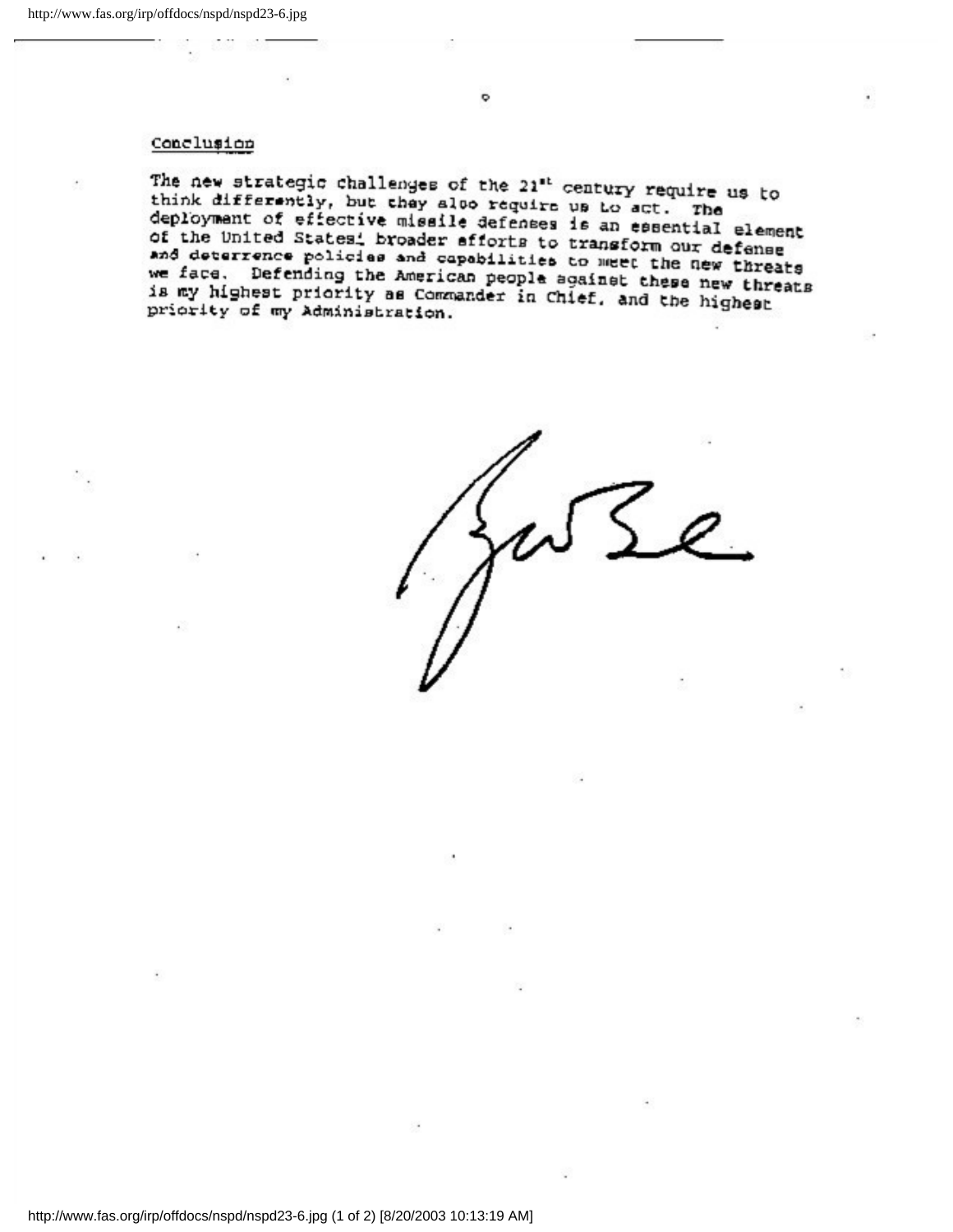## Conclusion

The new strategic challenges of the 21st century require us to think differently, but they also require us to act. The deployment of effective missile defenses is an essential element of the United States' broader efforts to transform our defense and deterrence policies and capabilities to meet the new threats we face. Defending the American people against these new threats is my highest priority as Commander in Chief, and the highest priority of my Administration.